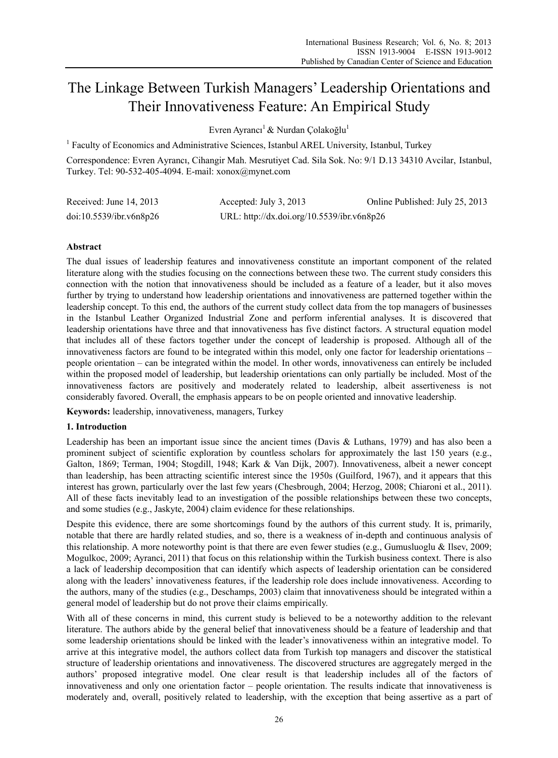# The Linkage Between Turkish Managers' Leadership Orientations and Their Innovativeness Feature: An Empirical Study

Evren Ayrancı[1] & Nurdan Çolakoğlu[1]

[1] Faculty of Economics and Administrative Sciences, Istanbul AREL University, Istanbul, Turkey

Correspondence: Evren Ayrancı, Cihangir Mah. Mesrutiyet Cad. Sila Sok. No: 9/1 D.13 34310 Avcilar, Istanbul, Turkey. Tel: 90-532-405-4094. E-mail: xonox@mynet.com

Received: June 14, 2013 Accepted: July 3, 2013 Online Published: July 25, 2013

doi:10.5539/ibr.v6n8p26 URL: http://dx.doi.org/10.5539/ibr.v6n8p26

## Abstract

The dual issues of leadership features and innovativeness constitute an important component of the related literature along with the studies focusing on the connections between these two. The current study considers this connection with the notion that innovativeness should be included as a feature of a leader, but it also moves further by trying to understand how leadership orientations and innovativeness are patterned together within the leadership concept. To this end, the authors of the current study collect data from the top managers of businesses in the Istanbul Leather Organized Industrial Zone and perform inferential analyses. It is discovered that leadership orientations have three and that innovativeness has five distinct factors. A structural equation model that includes all of these factors together under the concept of leadership is proposed. Although all of the innovativeness factors are found to be integrated within this model, only one factor for leadership orientations – people orientation – can be integrated within the model. In other words, innovativeness can entirely be included within the proposed model of leadership, but leadership orientations can only partially be included. Most of the innovativeness factors are positively and moderately related to leadership, albeit assertiveness is not considerably favored. Overall, the emphasis appears to be on people oriented and innovative leadership.

**Keywords:** leadership, innovativeness, managers, Turkey

## 1. Introduction

Leadership has been an important issue since the ancient times (Davis & Luthans, 1979) and has also been a prominent subject of scientific exploration by countless scholars for approximately the last 150 years (e.g., Galton, 1869; Terman, 1904; Stogdill, 1948; Kark & Van Dijk, 2007). Innovativeness, albeit a newer concept than leadership, has been attracting scientific interest since the 1950s (Guilford, 1967), and it appears that this interest has grown, particularly over the last few years (Chesbrough, 2004; Herzog, 2008; Chiaroni et al., 2011). All of these facts inevitably lead to an investigation of the possible relationships between these two concepts, and some studies (e.g., Jaskyte, 2004) claim evidence for these relationships.

Despite this evidence, there are some shortcomings found by the authors of this current study. It is, primarily, notable that there are hardly related studies, and so, there is a weakness of in-depth and continuous analysis of this relationship. A more noteworthy point is that there are even fewer studies (e.g., Gumusluoglu & Ilsev, 2009; Mogulkoc, 2009; Ayranci, 2011) that focus on this relationship within the Turkish business context. There is also a lack of leadership decomposition that can identify which aspects of leadership orientation can be considered along with the leaders' innovativeness features, if the leadership role does include innovativeness. According to the authors, many of the studies (e.g., Deschamps, 2003) claim that innovativeness should be integrated within a general model of leadership but do not prove their claims empirically.

With all of these concerns in mind, this current study is believed to be a noteworthy addition to the relevant literature. The authors abide by the general belief that innovativeness should be a feature of leadership and that some leadership orientations should be linked with the leader's innovativeness within an integrative model. To arrive at this integrative model, the authors collect data from Turkish top managers and discover the statistical structure of leadership orientations and innovativeness. The discovered structures are aggregately merged in the authors' proposed integrative model. One clear result is that leadership includes all of the factors of innovativeness and only one orientation factor – people orientation. The results indicate that innovativeness is moderately and, overall, positively related to leadership, with the exception that being assertive as a part of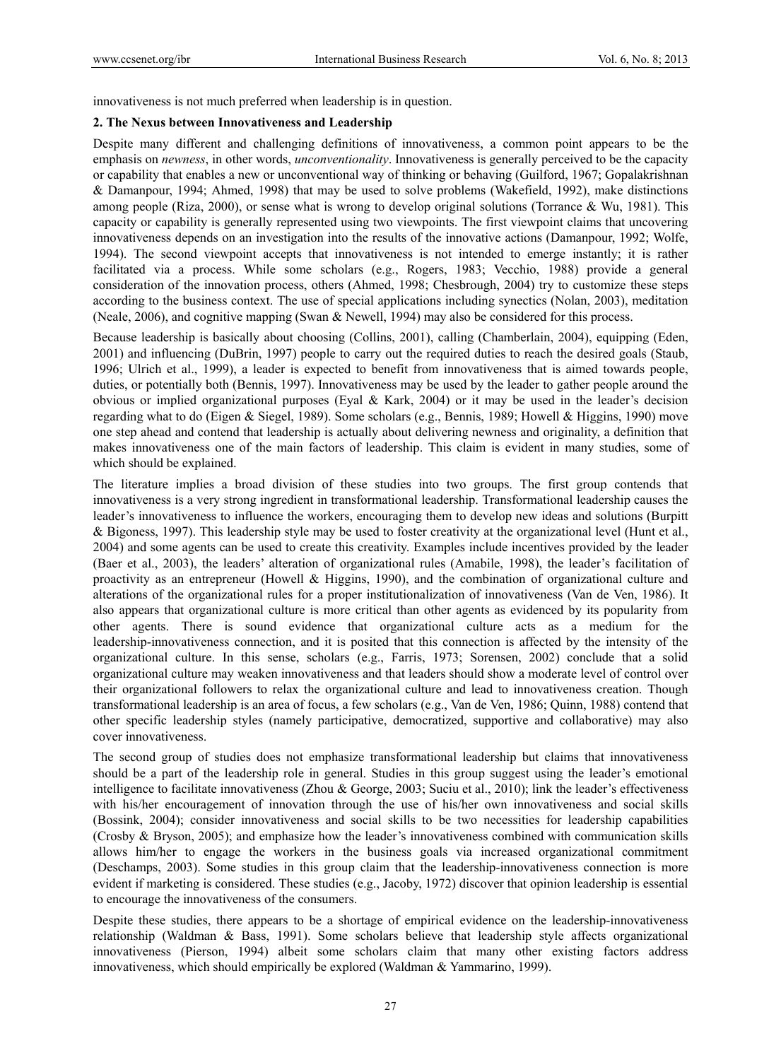innovativeness is not much preferred when leadership is in question.

## 2. The Nexus between Innovativeness and Leadership

Despite many different and challenging definitions of innovativeness, a common point appears to be the emphasis on *newness*, in other words, *unconventionality*. Innovativeness is generally perceived to be the capacity or capability that enables a new or unconventional way of thinking or behaving (Guilford, 1967; Gopalakrishnan & Damanpour, 1994; Ahmed, 1998) that may be used to solve problems (Wakefield, 1992), make distinctions among people (Riza, 2000), or sense what is wrong to develop original solutions (Torrance & Wu, 1981). This capacity or capability is generally represented using two viewpoints. The first viewpoint claims that uncovering innovativeness depends on an investigation into the results of the innovative actions (Damanpour, 1992; Wolfe, 1994). The second viewpoint accepts that innovativeness is not intended to emerge instantly; it is rather facilitated via a process. While some scholars (e.g., Rogers, 1983; Vecchio, 1988) provide a general consideration of the innovation process, others (Ahmed, 1998; Chesbrough, 2004) try to customize these steps according to the business context. The use of special applications including synectics (Nolan, 2003), meditation (Neale, 2006), and cognitive mapping (Swan & Newell, 1994) may also be considered for this process.

Because leadership is basically about choosing (Collins, 2001), calling (Chamberlain, 2004), equipping (Eden, 2001) and influencing (DuBrin, 1997) people to carry out the required duties to reach the desired goals (Staub, 1996; Ulrich et al., 1999), a leader is expected to benefit from innovativeness that is aimed towards people, duties, or potentially both (Bennis, 1997). Innovativeness may be used by the leader to gather people around the obvious or implied organizational purposes (Eyal & Kark, 2004) or it may be used in the leader's decision regarding what to do (Eigen & Siegel, 1989). Some scholars (e.g., Bennis, 1989; Howell & Higgins, 1990) move one step ahead and contend that leadership is actually about delivering newness and originality, a definition that makes innovativeness one of the main factors of leadership. This claim is evident in many studies, some of which should be explained.

The literature implies a broad division of these studies into two groups. The first group contends that innovativeness is a very strong ingredient in transformational leadership. Transformational leadership causes the leader's innovativeness to influence the workers, encouraging them to develop new ideas and solutions (Burpitt & Bigoness, 1997). This leadership style may be used to foster creativity at the organizational level (Hunt et al., 2004) and some agents can be used to create this creativity. Examples include incentives provided by the leader (Baer et al., 2003), the leaders' alteration of organizational rules (Amabile, 1998), the leader's facilitation of proactivity as an entrepreneur (Howell & Higgins, 1990), and the combination of organizational culture and alterations of the organizational rules for a proper institutionalization of innovativeness (Van de Ven, 1986). It also appears that organizational culture is more critical than other agents as evidenced by its popularity from other agents. There is sound evidence that organizational culture acts as a medium for the leadership-innovativeness connection, and it is posited that this connection is affected by the intensity of the organizational culture. In this sense, scholars (e.g., Farris, 1973; Sorensen, 2002) conclude that a solid organizational culture may weaken innovativeness and that leaders should show a moderate level of control over their organizational followers to relax the organizational culture and lead to innovativeness creation. Though transformational leadership is an area of focus, a few scholars (e.g., Van de Ven, 1986; Quinn, 1988) contend that other specific leadership styles (namely participative, democratized, supportive and collaborative) may also cover innovativeness.

The second group of studies does not emphasize transformational leadership but claims that innovativeness should be a part of the leadership role in general. Studies in this group suggest using the leader's emotional intelligence to facilitate innovativeness (Zhou & George, 2003; Suciu et al., 2010); link the leader's effectiveness with his/her encouragement of innovation through the use of his/her own innovativeness and social skills (Bossink, 2004); consider innovativeness and social skills to be two necessities for leadership capabilities (Crosby & Bryson, 2005); and emphasize how the leader's innovativeness combined with communication skills allows him/her to engage the workers in the business goals via increased organizational commitment (Deschamps, 2003). Some studies in this group claim that the leadership-innovativeness connection is more evident if marketing is considered. These studies (e.g., Jacoby, 1972) discover that opinion leadership is essential to encourage the innovativeness of the consumers.

Despite these studies, there appears to be a shortage of empirical evidence on the leadership-innovativeness relationship (Waldman & Bass, 1991). Some scholars believe that leadership style affects organizational innovativeness (Pierson, 1994) albeit some scholars claim that many other existing factors address innovativeness, which should empirically be explored (Waldman & Yammarino, 1999).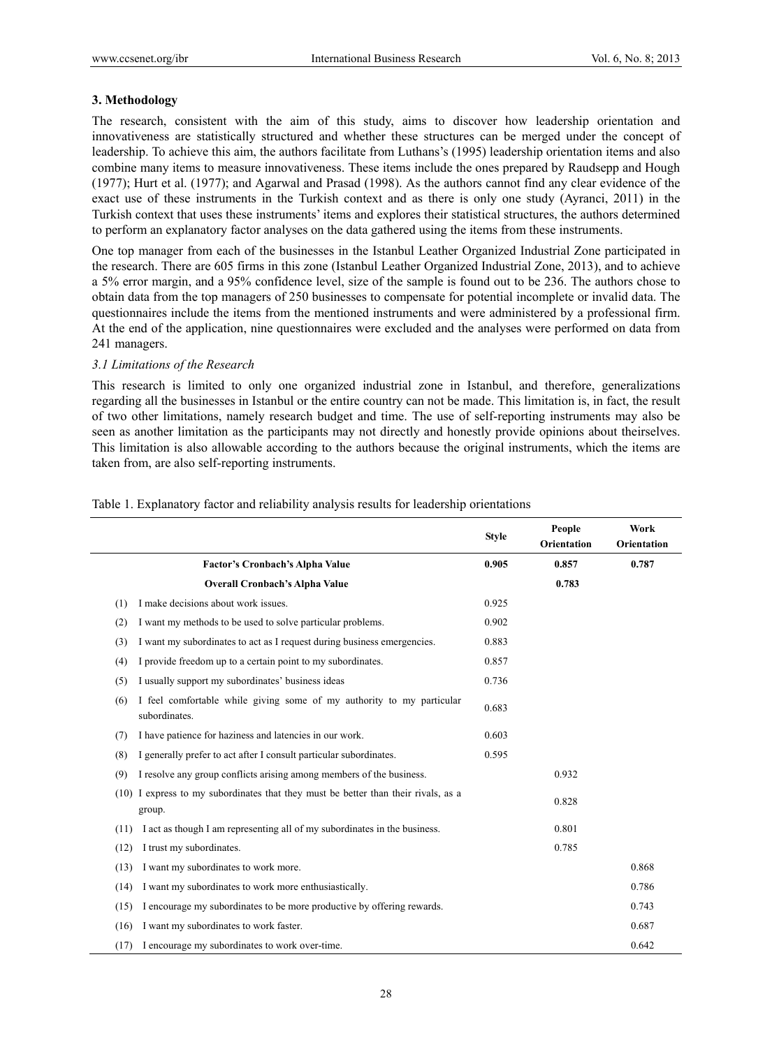## 3. Methodology

The research, consistent with the aim of this study, aims to discover how leadership orientation and innovativeness are statistically structured and whether these structures can be merged under the concept of leadership. To achieve this aim, the authors facilitate from Luthans's (1995) leadership orientation items and also combine many items to measure innovativeness. These items include the ones prepared by Raudsepp and Hough (1977); Hurt et al. (1977); and Agarwal and Prasad (1998). As the authors cannot find any clear evidence of the exact use of these instruments in the Turkish context and as there is only one study (Ayranci, 2011) in the Turkish context that uses these instruments' items and explores their statistical structures, the authors determined to perform an explanatory factor analyses on the data gathered using the items from these instruments.

One top manager from each of the businesses in the Istanbul Leather Organized Industrial Zone participated in the research. There are 605 firms in this zone (Istanbul Leather Organized Industrial Zone, 2013), and to achieve a 5% error margin, and a 95% confidence level, size of the sample is found out to be 236. The authors chose to obtain data from the top managers of 250 businesses to compensate for potential incomplete or invalid data. The questionnaires include the items from the mentioned instruments and were administered by a professional firm. At the end of the application, nine questionnaires were excluded and the analyses were performed on data from 241 managers.

### *3.1 Limitations of the Research*

This research is limited to only one organized industrial zone in Istanbul, and therefore, generalizations regarding all the businesses in Istanbul or the entire country can not be made. This limitation is, in fact, the result of two other limitations, namely research budget and time. The use of self-reporting instruments may also be seen as another limitation as the participants may not directly and honestly provide opinions about theirselves. This limitation is also allowable according to the authors because the original instruments, which the items are taken from, are also self-reporting instruments.

Table 1. Explanatory factor and reliability analysis results for leadership orientations

| | Style | People Orientation | Work Orientation |
|---|---|---|---|
| **Factor's Cronbach's Alpha Value** | **0.905** | **0.857** | **0.787** |
| **Overall Cronbach's Alpha Value** | | **0.783** | |
| (1) I make decisions about work issues. | 0.925 | | |
| (2) I want my methods to be used to solve particular problems. | 0.902 | | |
| (3) I want my subordinates to act as I request during business emergencies. | 0.883 | | |
| (4) I provide freedom up to a certain point to my subordinates. | 0.857 | | |
| (5) I usually support my subordinates' business ideas | 0.736 | | |
| (6) I feel comfortable while giving some of my authority to my particular subordinates. | 0.683 | | |
| (7) I have patience for haziness and latencies in our work. | 0.603 | | |
| (8) I generally prefer to act after I consult particular subordinates. | 0.595 | | |
| (9) I resolve any group conflicts arising among members of the business. | | 0.932 | |
| (10) I express to my subordinates that they must be better than their rivals, as a group. | | 0.828 | |
| (11) I act as though I am representing all of my subordinates in the business. | | 0.801 | |
| (12) I trust my subordinates. | | 0.785 | |
| (13) I want my subordinates to work more. | | | 0.868 |
| (14) I want my subordinates to work more enthusiastically. | | | 0.786 |
| (15) I encourage my subordinates to be more productive by offering rewards. | | | 0.743 |
| (16) I want my subordinates to work faster. | | | 0.687 |
| (17) I encourage my subordinates to work over-time. | | | 0.642 |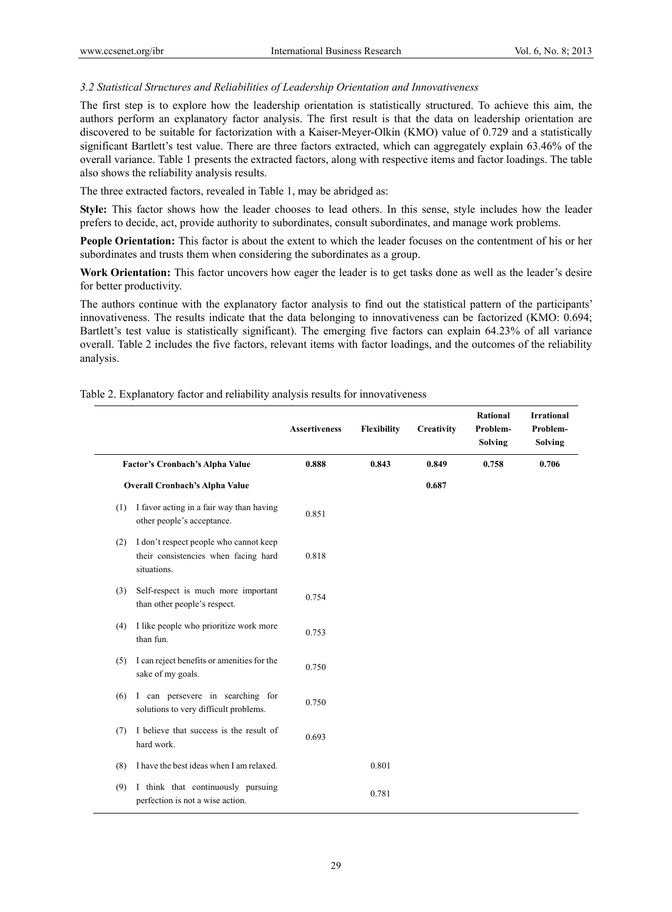*3.2 Statistical Structures and Reliabilities of Leadership Orientation and Innovativeness*

The first step is to explore how the leadership orientation is statistically structured. To achieve this aim, the authors perform an explanatory factor analysis. The first result is that the data on leadership orientation are discovered to be suitable for factorization with a Kaiser-Meyer-Olkin (KMO) value of 0.729 and a statistically significant Bartlett's test value. There are three factors extracted, which can aggregately explain 63.46% of the overall variance. Table 1 presents the extracted factors, along with respective items and factor loadings. The table also shows the reliability analysis results.

The three extracted factors, revealed in Table 1, may be abridged as:

**Style:** This factor shows how the leader chooses to lead others. In this sense, style includes how the leader prefers to decide, act, provide authority to subordinates, consult subordinates, and manage work problems.

**People Orientation:** This factor is about the extent to which the leader focuses on the contentment of his or her subordinates and trusts them when considering the subordinates as a group.

**Work Orientation:** This factor uncovers how eager the leader is to get tasks done as well as the leader's desire for better productivity.

The authors continue with the explanatory factor analysis to find out the statistical pattern of the participants' innovativeness. The results indicate that the data belonging to innovativeness can be factorized (KMO: 0.694; Bartlett's test value is statistically significant). The emerging five factors can explain 64.23% of all variance overall. Table 2 includes the five factors, relevant items with factor loadings, and the outcomes of the reliability analysis.

Table 2. Explanatory factor and reliability analysis results for innovativeness

| | | Assertiveness | Flexibility | Creativity | Rational Problem-Solving | Irrational Problem-Solving |
|---|---|---|---|---|---|---|
| | **Factor's Cronbach's Alpha Value** | **0.888** | **0.843** | **0.849** | **0.758** | **0.706** |
| | **Overall Cronbach's Alpha Value** | | | **0.687** | | |
| (1) | I favor acting in a fair way than having other people's acceptance. | 0.851 | | | | |
| (2) | I don't respect people who cannot keep their consistencies when facing hard situations. | 0.818 | | | | |
| (3) | Self-respect is much more important than other people's respect. | 0.754 | | | | |
| (4) | I like people who prioritize work more than fun. | 0.753 | | | | |
| (5) | I can reject benefits or amenities for the sake of my goals. | 0.750 | | | | |
| (6) | I can persevere in searching for solutions to very difficult problems. | 0.750 | | | | |
| (7) | I believe that success is the result of hard work. | 0.693 | | | | |
| (8) | I have the best ideas when I am relaxed. | | 0.801 | | | |
| (9) | I think that continuously pursuing perfection is not a wise action. | | 0.781 | | | |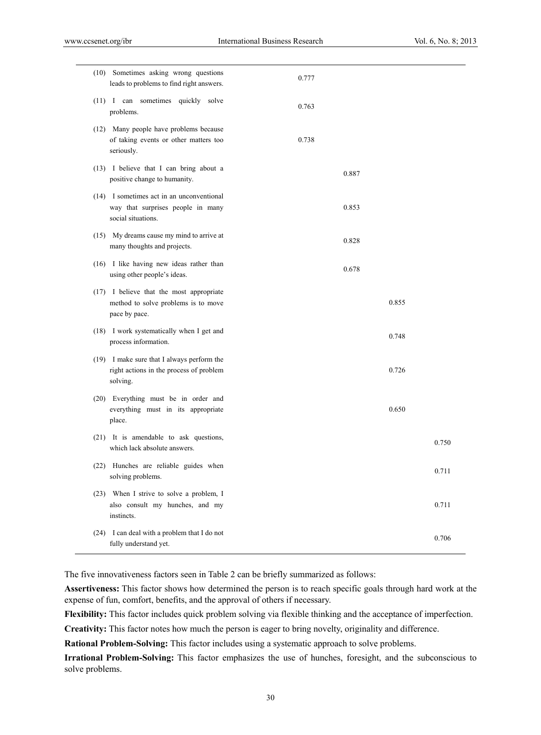| | | | | | |
|---|---|---|---|---|---|
| (10) Sometimes asking wrong questions leads to problems to find right answers. | | 0.777 | | | |
| (11) I can sometimes quickly solve problems. | | 0.763 | | | |
| (12) Many people have problems because of taking events or other matters too seriously. | | 0.738 | | | |
| (13) I believe that I can bring about a positive change to humanity. | | | 0.887 | | |
| (14) I sometimes act in an unconventional way that surprises people in many social situations. | | | 0.853 | | |
| (15) My dreams cause my mind to arrive at many thoughts and projects. | | | 0.828 | | |
| (16) I like having new ideas rather than using other people's ideas. | | | 0.678 | | |
| (17) I believe that the most appropriate method to solve problems is to move pace by pace. | | | | 0.855 | |
| (18) I work systematically when I get and process information. | | | | 0.748 | |
| (19) I make sure that I always perform the right actions in the process of problem solving. | | | | 0.726 | |
| (20) Everything must be in order and everything must in its appropriate place. | | | | 0.650 | |
| (21) It is amendable to ask questions, which lack absolute answers. | | | | | 0.750 |
| (22) Hunches are reliable guides when solving problems. | | | | | 0.711 |
| (23) When I strive to solve a problem, I also consult my hunches, and my instincts. | | | | | 0.711 |
| (24) I can deal with a problem that I do not fully understand yet. | | | | | 0.706 |

The five innovativeness factors seen in Table 2 can be briefly summarized as follows:

**Assertiveness:** This factor shows how determined the person is to reach specific goals through hard work at the expense of fun, comfort, benefits, and the approval of others if necessary.

**Flexibility:** This factor includes quick problem solving via flexible thinking and the acceptance of imperfection.

**Creativity:** This factor notes how much the person is eager to bring novelty, originality and difference.

**Rational Problem-Solving:** This factor includes using a systematic approach to solve problems.

**Irrational Problem-Solving:** This factor emphasizes the use of hunches, foresight, and the subconscious to solve problems.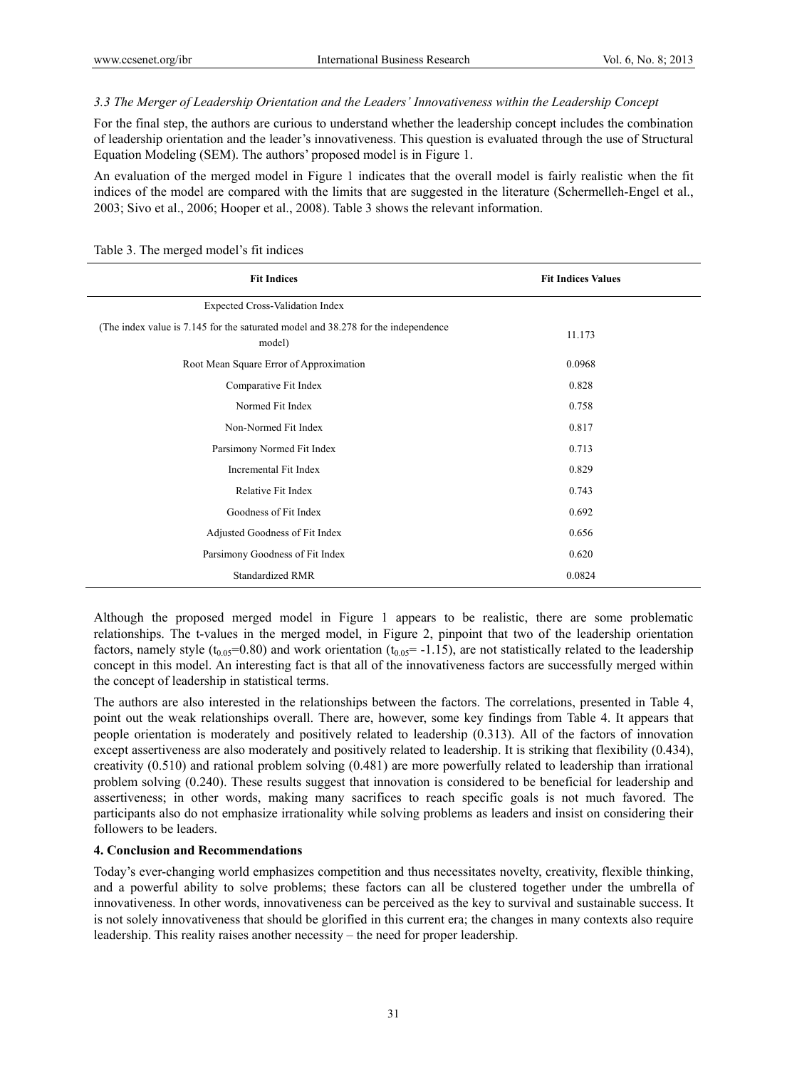### *3.3 The Merger of Leadership Orientation and the Leaders' Innovativeness within the Leadership Concept*

For the final step, the authors are curious to understand whether the leadership concept includes the combination of leadership orientation and the leader's innovativeness. This question is evaluated through the use of Structural Equation Modeling (SEM). The authors' proposed model is in Figure 1.

An evaluation of the merged model in Figure 1 indicates that the overall model is fairly realistic when the fit indices of the model are compared with the limits that are suggested in the literature (Schermelleh-Engel et al., 2003; Sivo et al., 2006; Hooper et al., 2008). Table 3 shows the relevant information.

Table 3. The merged model's fit indices

| Fit Indices | Fit Indices Values |
|---|---|
| Expected Cross-Validation Index (The index value is 7.145 for the saturated model and 38.278 for the independence model) | 11.173 |
| Root Mean Square Error of Approximation | 0.0968 |
| Comparative Fit Index | 0.828 |
| Normed Fit Index | 0.758 |
| Non-Normed Fit Index | 0.817 |
| Parsimony Normed Fit Index | 0.713 |
| Incremental Fit Index | 0.829 |
| Relative Fit Index | 0.743 |
| Goodness of Fit Index | 0.692 |
| Adjusted Goodness of Fit Index | 0.656 |
| Parsimony Goodness of Fit Index | 0.620 |
| Standardized RMR | 0.0824 |

Although the proposed merged model in Figure 1 appears to be realistic, there are some problematic relationships. The t-values in the merged model, in Figure 2, pinpoint that two of the leadership orientation factors, namely style ($t_{0.05}$=0.80) and work orientation ($t_{0.05}$= -1.15), are not statistically related to the leadership concept in this model. An interesting fact is that all of the innovativeness factors are successfully merged within the concept of leadership in statistical terms.

The authors are also interested in the relationships between the factors. The correlations, presented in Table 4, point out the weak relationships overall. There are, however, some key findings from Table 4. It appears that people orientation is moderately and positively related to leadership (0.313). All of the factors of innovation except assertiveness are also moderately and positively related to leadership. It is striking that flexibility (0.434), creativity (0.510) and rational problem solving (0.481) are more powerfully related to leadership than irrational problem solving (0.240). These results suggest that innovation is considered to be beneficial for leadership and assertiveness; in other words, making many sacrifices to reach specific goals is not much favored. The participants also do not emphasize irrationality while solving problems as leaders and insist on considering their followers to be leaders.

## 4. Conclusion and Recommendations

Today's ever-changing world emphasizes competition and thus necessitates novelty, creativity, flexible thinking, and a powerful ability to solve problems; these factors can all be clustered together under the umbrella of innovativeness. In other words, innovativeness can be perceived as the key to survival and sustainable success. It is not solely innovativeness that should be glorified in this current era; the changes in many contexts also require leadership. This reality raises another necessity – the need for proper leadership.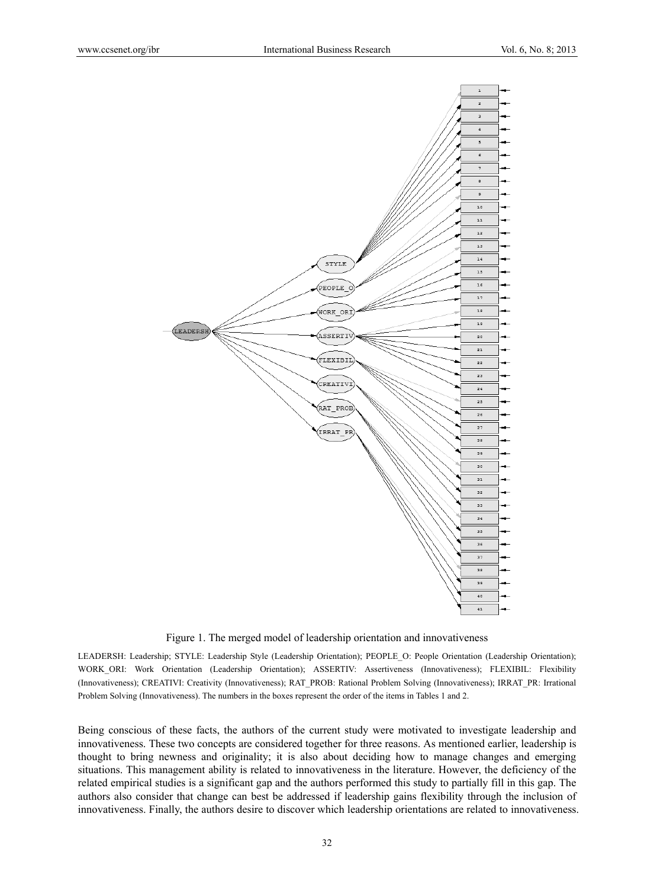Figure 1. The merged model of leadership orientation and innovativeness

LEADERSH: Leadership; STYLE: Leadership Style (Leadership Orientation); PEOPLE_O: People Orientation (Leadership Orientation); WORK_ORI: Work Orientation (Leadership Orientation); ASSERTIV: Assertiveness (Innovativeness); FLEXIBIL: Flexibility (Innovativeness); CREATIVI: Creativity (Innovativeness); RAT_PROB: Rational Problem Solving (Innovativeness); IRRAT_PR: Irrational Problem Solving (Innovativeness). The numbers in the boxes represent the order of the items in Tables 1 and 2.

Being conscious of these facts, the authors of the current study were motivated to investigate leadership and innovativeness. These two concepts are considered together for three reasons. As mentioned earlier, leadership is thought to bring newness and originality; it is also about deciding how to manage changes and emerging situations. This management ability is related to innovativeness in the literature. However, the deficiency of the related empirical studies is a significant gap and the authors performed this study to partially fill in this gap. The authors also consider that change can best be addressed if leadership gains flexibility through the inclusion of innovativeness. Finally, the authors desire to discover which leadership orientations are related to innovativeness.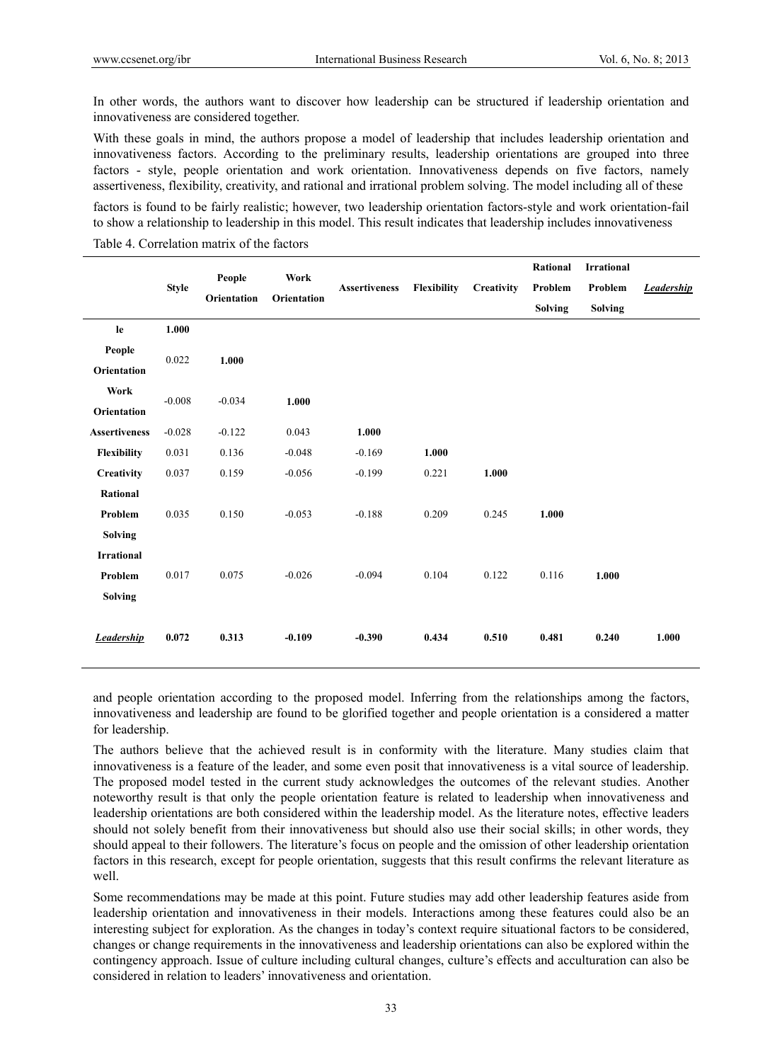In other words, the authors want to discover how leadership can be structured if leadership orientation and innovativeness are considered together.

With these goals in mind, the authors propose a model of leadership that includes leadership orientation and innovativeness factors. According to the preliminary results, leadership orientations are grouped into three factors - style, people orientation and work orientation. Innovativeness depends on five factors, namely assertiveness, flexibility, creativity, and rational and irrational problem solving. The model including all of these factors is found to be fairly realistic; however, two leadership orientation factors-style and work orientation-fail to show a relationship to leadership in this model. This result indicates that leadership includes innovativeness and people orientation according to the proposed model. Inferring from the relationships among the factors, innovativeness and leadership are found to be glorified together and people orientation is a considered a matter for leadership.

Table 4. Correlation matrix of the factors

| | Style | People Orientation | Work Orientation | Assertiveness | Flexibility | Creativity | Rational Problem Solving | Irrational Problem Solving | ***Leadership*** |
|---|---|---|---|---|---|---|---|---|---|
| **le** | **1.000** | | | | | | | | |
| **People Orientation** | 0.022 | **1.000** | | | | | | | |
| **Work Orientation** | -0.008 | -0.034 | **1.000** | | | | | | |
| **Assertiveness** | -0.028 | -0.122 | 0.043 | **1.000** | | | | | |
| **Flexibility** | 0.031 | 0.136 | -0.048 | -0.169 | **1.000** | | | | |
| **Creativity** | 0.037 | 0.159 | -0.056 | -0.199 | 0.221 | **1.000** | | | |
| **Rational Problem Solving** | 0.035 | 0.150 | -0.053 | -0.188 | 0.209 | 0.245 | **1.000** | | |
| **Irrational Problem Solving** | 0.017 | 0.075 | -0.026 | -0.094 | 0.104 | 0.122 | 0.116 | **1.000** | |
| ***Leadership*** | **0.072** | **0.313** | **-0.109** | **-0.390** | **0.434** | **0.510** | **0.481** | **0.240** | **1.000** |

The authors believe that the achieved result is in conformity with the literature. Many studies claim that innovativeness is a feature of the leader, and some even posit that innovativeness is a vital source of leadership. The proposed model tested in the current study acknowledges the outcomes of the relevant studies. Another noteworthy result is that only the people orientation feature is related to leadership when innovativeness and leadership orientations are both considered within the leadership model. As the literature notes, effective leaders should not solely benefit from their innovativeness but should also use their social skills; in other words, they should appeal to their followers. The literature's focus on people and the omission of other leadership orientation factors in this research, except for people orientation, suggests that this result confirms the relevant literature as well.

Some recommendations may be made at this point. Future studies may add other leadership features aside from leadership orientation and innovativeness in their models. Interactions among these features could also be an interesting subject for exploration. As the changes in today's context require situational factors to be considered, changes or change requirements in the innovativeness and leadership orientations can also be explored within the contingency approach. Issue of culture including cultural changes, culture's effects and acculturation can also be considered in relation to leaders' innovativeness and orientation.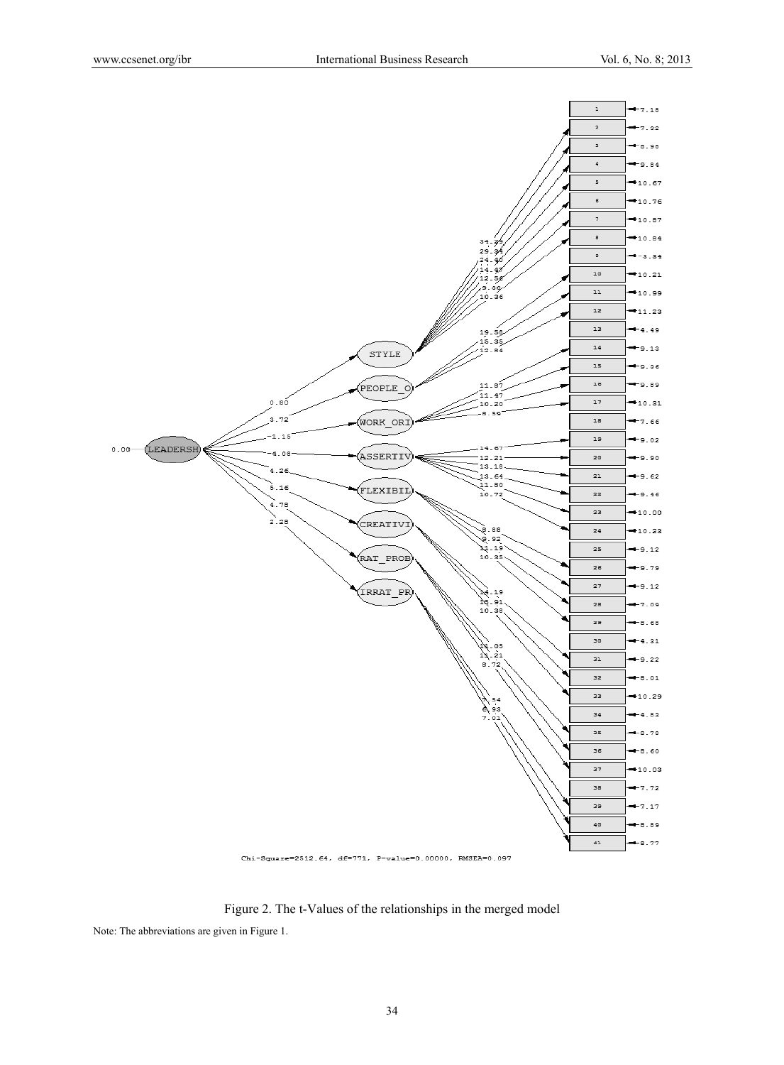Chi-Square=2512.64, df=771, P-value=0.00000, RMSEA=0.097

Figure 2. The t-Values of the relationships in the merged model

Note: The abbreviations are given in Figure 1.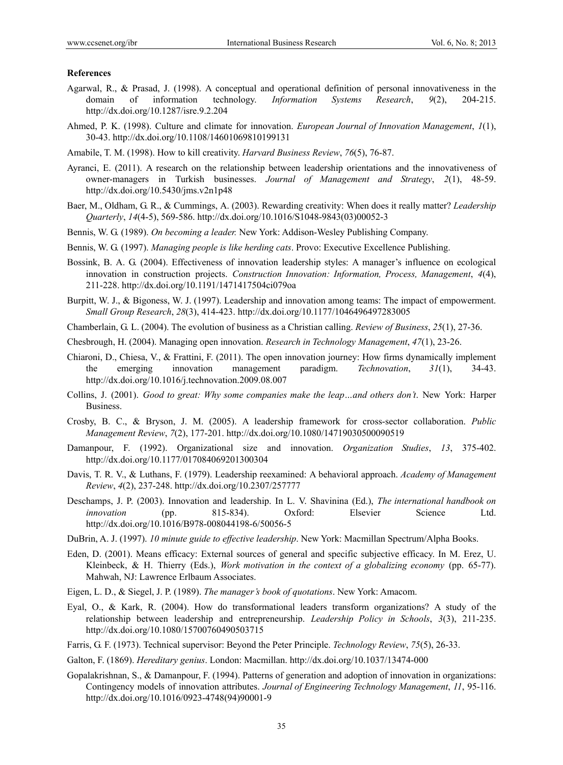### References

Agarwal, R., & Prasad, J. (1998). A conceptual and operational definition of personal innovativeness in the domain of information technology. *Information Systems Research*, *9*(2), 204-215. http://dx.doi.org/10.1287/isre.9.2.204

Ahmed, P. K. (1998). Culture and climate for innovation. *European Journal of Innovation Management*, *1*(1), 30-43. http://dx.doi.org/10.1108/14601069810199131

Amabile, T. M. (1998). How to kill creativity. *Harvard Business Review*, *76*(5), 76-87.

Ayranci, E. (2011). A research on the relationship between leadership orientations and the innovativeness of owner-managers in Turkish businesses. *Journal of Management and Strategy*, *2*(1), 48-59. http://dx.doi.org/10.5430/jms.v2n1p48

Baer, M., Oldham, G. R., & Cummings, A. (2003). Rewarding creativity: When does it really matter? *Leadership Quarterly*, *14*(4-5), 569-586. http://dx.doi.org/10.1016/S1048-9843(03)00052-3

Bennis, W. G. (1989). *On becoming a leader.* New York: Addison-Wesley Publishing Company.

Bennis, W. G. (1997). *Managing people is like herding cats*. Provo: Executive Excellence Publishing.

Bossink, B. A. G. (2004). Effectiveness of innovation leadership styles: A manager's influence on ecological innovation in construction projects. *Construction Innovation: Information, Process, Management*, *4*(4), 211-228. http://dx.doi.org/10.1191/1471417504ci079oa

Burpitt, W. J., & Bigoness, W. J. (1997). Leadership and innovation among teams: The impact of empowerment. *Small Group Research*, *28*(3), 414-423. http://dx.doi.org/10.1177/1046496497283005

Chamberlain, G. L. (2004). The evolution of business as a Christian calling. *Review of Business*, *25*(1), 27-36.

Chesbrough, H. (2004). Managing open innovation. *Research in Technology Management*, *47*(1), 23-26.

Chiaroni, D., Chiesa, V., & Frattini, F. (2011). The open innovation journey: How firms dynamically implement the emerging innovation management paradigm. *Technovation*, *31*(1), 34-43. http://dx.doi.org/10.1016/j.technovation.2009.08.007

Collins, J. (2001). *Good to great: Why some companies make the leap…and others don't*. New York: Harper Business.

Crosby, B. C., & Bryson, J. M. (2005). A leadership framework for cross-sector collaboration. *Public Management Review*, *7*(2), 177-201. http://dx.doi.org/10.1080/14719030500090519

Damanpour, F. (1992). Organizational size and innovation. *Organization Studies*, *13*, 375-402. http://dx.doi.org/10.1177/017084069201300304

Davis, T. R. V., & Luthans, F. (1979). Leadership reexamined: A behavioral approach. *Academy of Management Review*, *4*(2), 237-248. http://dx.doi.org/10.2307/257777

Deschamps, J. P. (2003). Innovation and leadership. In L. V. Shavinina (Ed.), *The international handbook on innovation* (pp. 815-834). Oxford: Elsevier Science Ltd. http://dx.doi.org/10.1016/B978-008044198-6/50056-5

DuBrin, A. J. (1997). *10 minute guide to effective leadership*. New York: Macmillan Spectrum/Alpha Books.

Eden, D. (2001). Means efficacy: External sources of general and specific subjective efficacy. In M. Erez, U. Kleinbeck, & H. Thierry (Eds.), *Work motivation in the context of a globalizing economy* (pp. 65-77). Mahwah, NJ: Lawrence Erlbaum Associates.

Eigen, L. D., & Siegel, J. P. (1989). *The manager's book of quotations*. New York: Amacom.

Eyal, O., & Kark, R. (2004). How do transformational leaders transform organizations? A study of the relationship between leadership and entrepreneurship. *Leadership Policy in Schools*, *3*(3), 211-235. http://dx.doi.org/10.1080/15700760490503715

Farris, G. F. (1973). Technical supervisor: Beyond the Peter Principle. *Technology Review*, *75*(5), 26-33.

Galton, F. (1869). *Hereditary genius*. London: Macmillan. http://dx.doi.org/10.1037/13474-000

Gopalakrishnan, S., & Damanpour, F. (1994). Patterns of generation and adoption of innovation in organizations: Contingency models of innovation attributes. *Journal of Engineering Technology Management*, *11*, 95-116. http://dx.doi.org/10.1016/0923-4748(94)90001-9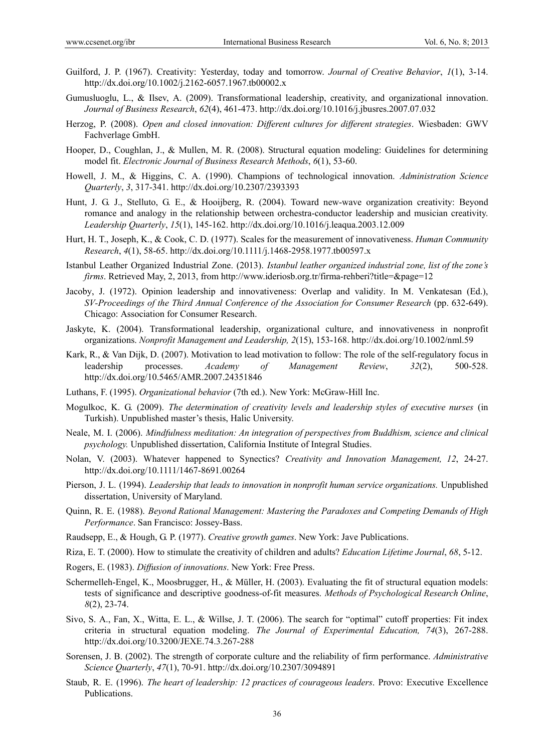Guilford, J. P. (1967). Creativity: Yesterday, today and tomorrow. *Journal of Creative Behavior*, *1*(1), 3-14. http://dx.doi.org/10.1002/j.2162-6057.1967.tb00002.x

Gumusluoglu, L., & Ilsev, A. (2009). Transformational leadership, creativity, and organizational innovation. *Journal of Business Research*, *62*(4), 461-473. http://dx.doi.org/10.1016/j.jbusres.2007.07.032

Herzog, P. (2008). *Open and closed innovation: Different cultures for different strategies*. Wiesbaden: GWV Fachverlage GmbH.

Hooper, D., Coughlan, J., & Mullen, M. R. (2008). Structural equation modeling: Guidelines for determining model fit. *Electronic Journal of Business Research Methods*, *6*(1), 53-60.

Howell, J. M., & Higgins, C. A. (1990). Champions of technological innovation. *Administration Science Quarterly*, *3*, 317-341. http://dx.doi.org/10.2307/2393393

Hunt, J. G. J., Stelluto, G. E., & Hooijberg, R. (2004). Toward new-wave organization creativity: Beyond romance and analogy in the relationship between orchestra-conductor leadership and musician creativity. *Leadership Quarterly*, *15*(1), 145-162. http://dx.doi.org/10.1016/j.leaqua.2003.12.009

Hurt, H. T., Joseph, K., & Cook, C. D. (1977). Scales for the measurement of innovativeness. *Human Community Research*, *4*(1), 58-65. http://dx.doi.org/10.1111/j.1468-2958.1977.tb00597.x

Istanbul Leather Organized Industrial Zone. (2013). *Istanbul leather organized industrial zone, list of the zone's firms*. Retrieved May, 2, 2013, from http://www.ideriosb.org.tr/firma-rehberi?title=&page=12

Jacoby, J. (1972). Opinion leadership and innovativeness: Overlap and validity. In M. Venkatesan (Ed.), *SV-Proceedings of the Third Annual Conference of the Association for Consumer Research* (pp. 632-649). Chicago: Association for Consumer Research.

Jaskyte, K. (2004). Transformational leadership, organizational culture, and innovativeness in nonprofit organizations. *Nonprofit Management and Leadership, 2*(15), 153-168. http://dx.doi.org/10.1002/nml.59

Kark, R., & Van Dijk, D. (2007). Motivation to lead motivation to follow: The role of the self-regulatory focus in leadership processes. *Academy of Management Review*, *32*(2), 500-528. http://dx.doi.org/10.5465/AMR.2007.24351846

Luthans, F. (1995). *Organizational behavior* (7th ed.). New York: McGraw-Hill Inc.

Mogulkoc, K. G. (2009). *The determination of creativity levels and leadership styles of executive nurses* (in Turkish). Unpublished master's thesis, Halic University.

Neale, M. I. (2006). *Mindfulness meditation: An integration of perspectives from Buddhism, science and clinical psychology.* Unpublished dissertation, California Institute of Integral Studies.

Nolan, V. (2003). Whatever happened to Synectics? *Creativity and Innovation Management, 12*, 24-27. http://dx.doi.org/10.1111/1467-8691.00264

Pierson, J. L. (1994). *Leadership that leads to innovation in nonprofit human service organizations.* Unpublished dissertation, University of Maryland.

Quinn, R. E. (1988). *Beyond Rational Management: Mastering the Paradoxes and Competing Demands of High Performance*. San Francisco: Jossey-Bass.

Raudsepp, E., & Hough, G. P. (1977). *Creative growth games*. New York: Jave Publications.

Riza, E. T. (2000). How to stimulate the creativity of children and adults? *Education Lifetime Journal*, *68*, 5-12.

Rogers, E. (1983). *Diffusion of innovations*. New York: Free Press.

Schermelleh-Engel, K., Moosbrugger, H., & Müller, H. (2003). Evaluating the fit of structural equation models: tests of significance and descriptive goodness-of-fit measures. *Methods of Psychological Research Online*, *8*(2), 23-74.

Sivo, S. A., Fan, X., Witta, E. L., & Willse, J. T. (2006). The search for "optimal" cutoff properties: Fit index criteria in structural equation modeling. *The Journal of Experimental Education, 74*(3), 267-288. http://dx.doi.org/10.3200/JEXE.74.3.267-288

Sorensen, J. B. (2002). The strength of corporate culture and the reliability of firm performance. *Administrative Science Quarterly*, *47*(1), 70-91. http://dx.doi.org/10.2307/3094891

Staub, R. E. (1996). *The heart of leadership: 12 practices of courageous leaders*. Provo: Executive Excellence Publications.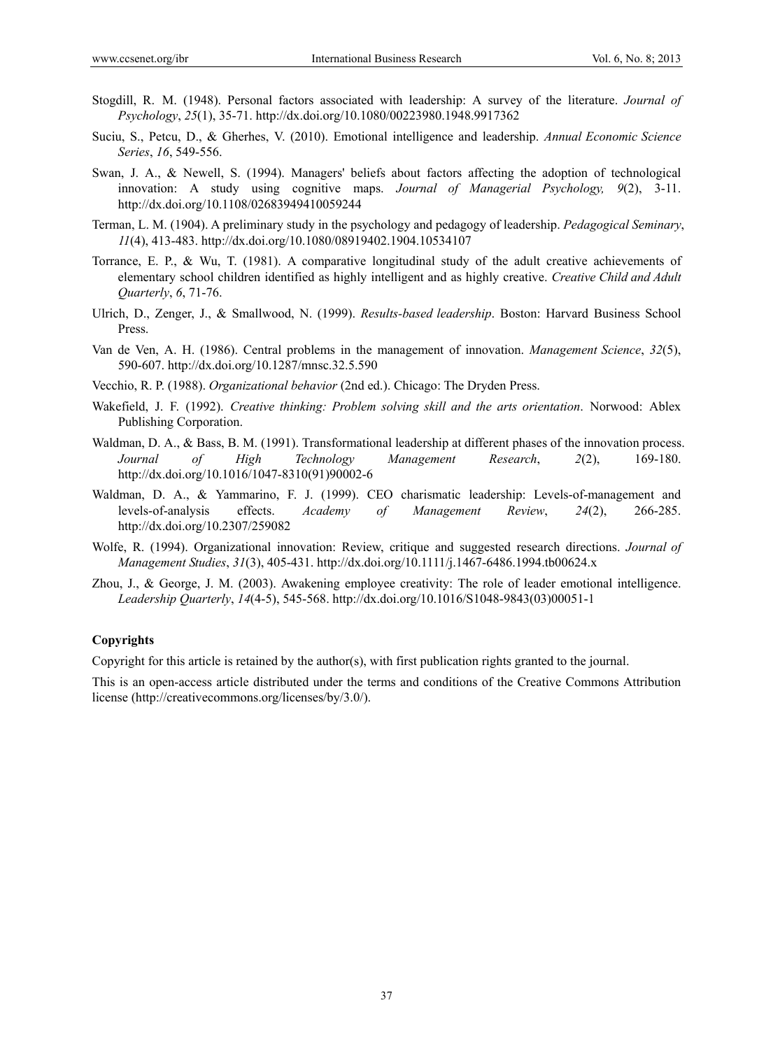Stogdill, R. M. (1948). Personal factors associated with leadership: A survey of the literature. *Journal of Psychology*, *25*(1), 35-71. http://dx.doi.org/10.1080/00223980.1948.9917362

Suciu, S., Petcu, D., & Gherhes, V. (2010). Emotional intelligence and leadership. *Annual Economic Science Series*, *16*, 549-556.

Swan, J. A., & Newell, S. (1994). Managers' beliefs about factors affecting the adoption of technological innovation: A study using cognitive maps. *Journal of Managerial Psychology, 9*(2), 3-11. http://dx.doi.org/10.1108/02683949410059244

Terman, L. M. (1904). A preliminary study in the psychology and pedagogy of leadership. *Pedagogical Seminary*, *11*(4), 413-483. http://dx.doi.org/10.1080/08919402.1904.10534107

Torrance, E. P., & Wu, T. (1981). A comparative longitudinal study of the adult creative achievements of elementary school children identified as highly intelligent and as highly creative. *Creative Child and Adult Quarterly*, *6*, 71-76.

Ulrich, D., Zenger, J., & Smallwood, N. (1999). *Results-based leadership*. Boston: Harvard Business School Press.

Van de Ven, A. H. (1986). Central problems in the management of innovation. *Management Science*, *32*(5), 590-607. http://dx.doi.org/10.1287/mnsc.32.5.590

Vecchio, R. P. (1988). *Organizational behavior* (2nd ed.). Chicago: The Dryden Press.

Wakefield, J. F. (1992). *Creative thinking: Problem solving skill and the arts orientation*. Norwood: Ablex Publishing Corporation.

Waldman, D. A., & Bass, B. M. (1991). Transformational leadership at different phases of the innovation process. *Journal of High Technology Management Research*, *2*(2), 169-180. http://dx.doi.org/10.1016/1047-8310(91)90002-6

Waldman, D. A., & Yammarino, F. J. (1999). CEO charismatic leadership: Levels-of-management and levels-of-analysis effects. *Academy of Management Review*, *24*(2), 266-285. http://dx.doi.org/10.2307/259082

Wolfe, R. (1994). Organizational innovation: Review, critique and suggested research directions. *Journal of Management Studies*, *31*(3), 405-431. http://dx.doi.org/10.1111/j.1467-6486.1994.tb00624.x

Zhou, J., & George, J. M. (2003). Awakening employee creativity: The role of leader emotional intelligence. *Leadership Quarterly*, *14*(4-5), 545-568. http://dx.doi.org/10.1016/S1048-9843(03)00051-1

**Copyrights**

Copyright for this article is retained by the author(s), with first publication rights granted to the journal.

This is an open-access article distributed under the terms and conditions of the Creative Commons Attribution license (http://creativecommons.org/licenses/by/3.0/).